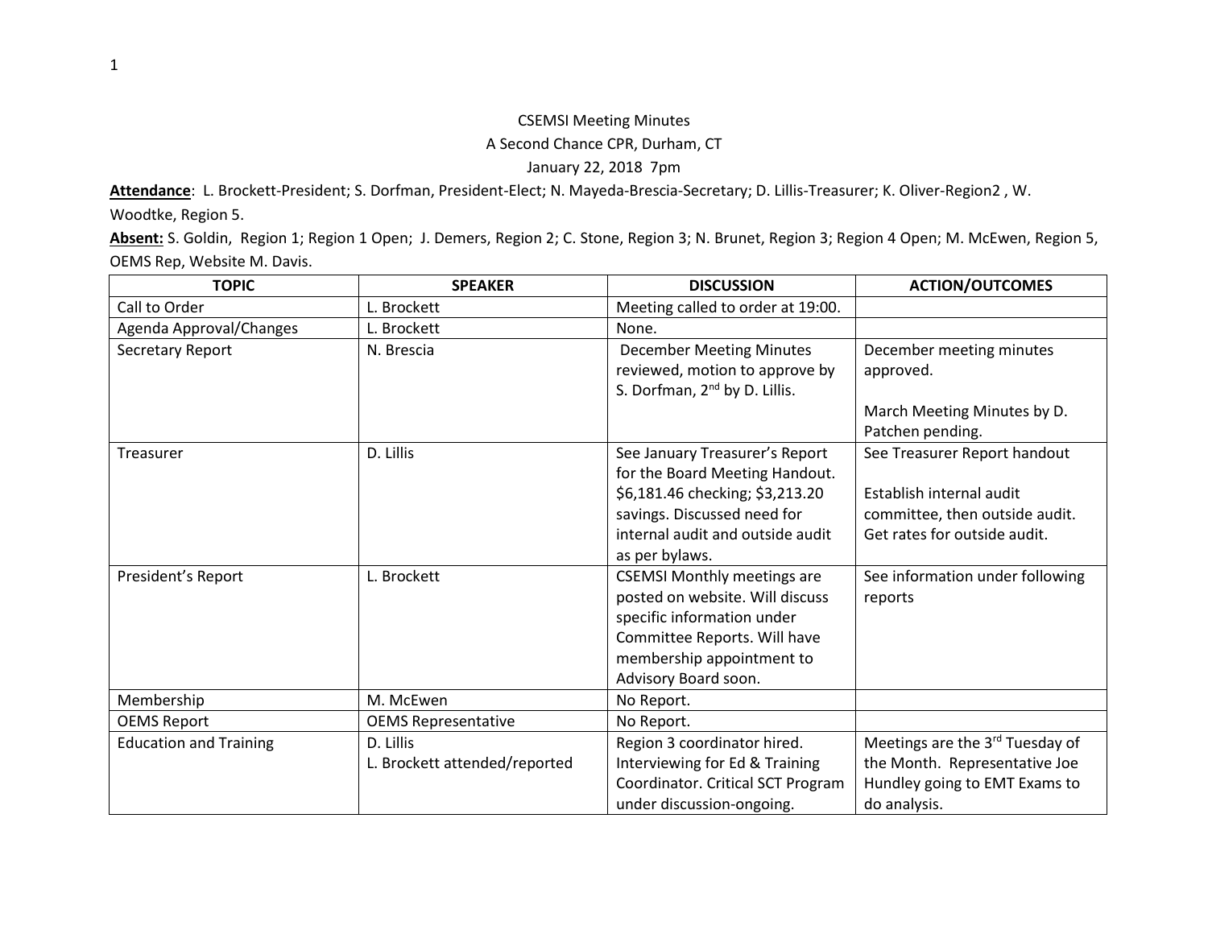CSEMSI Meeting Minutes

A Second Chance CPR, Durham, CT

January 22, 2018 7pm

**Attendance**: L. Brockett-President; S. Dorfman, President-Elect; N. Mayeda-Brescia-Secretary; D. Lillis-Treasurer; K. Oliver-Region2 , W. Woodtke, Region 5.

**Absent:** S. Goldin, Region 1; Region 1 Open; J. Demers, Region 2; C. Stone, Region 3; N. Brunet, Region 3; Region 4 Open; M. McEwen, Region 5, OEMS Rep, Website M. Davis.

| TOPIC | SPEAKER | DISCUSSION | ACTION/OUTCOMES |
|---|---|---|---|
| Call to Order | L. Brockett | Meeting called to order at 19:00. | |
| Agenda Approval/Changes | L. Brockett | None. | |
| Secretary Report | N. Brescia | December Meeting Minutes reviewed, motion to approve by S. Dorfman, 2nd by D. Lillis. | December meeting minutes approved.<br><br>March Meeting Minutes by D. Patchen pending. |
| Treasurer | D. Lillis | See January Treasurer's Report for the Board Meeting Handout. $6,181.46 checking; $3,213.20 savings. Discussed need for internal audit and outside audit as per bylaws. | See Treasurer Report handout<br><br>Establish internal audit committee, then outside audit. Get rates for outside audit. |
| President's Report | L. Brockett | CSEMSI Monthly meetings are posted on website. Will discuss specific information under Committee Reports. Will have membership appointment to Advisory Board soon. | See information under following reports |
| Membership | M. McEwen | No Report. | |
| OEMS Report | OEMS Representative | No Report. | |
| Education and Training | D. Lillis<br>L. Brockett attended/reported | Region 3 coordinator hired. Interviewing for Ed & Training Coordinator. Critical SCT Program under discussion-ongoing. | Meetings are the 3rd Tuesday of the Month. Representative Joe Hundley going to EMT Exams to do analysis. |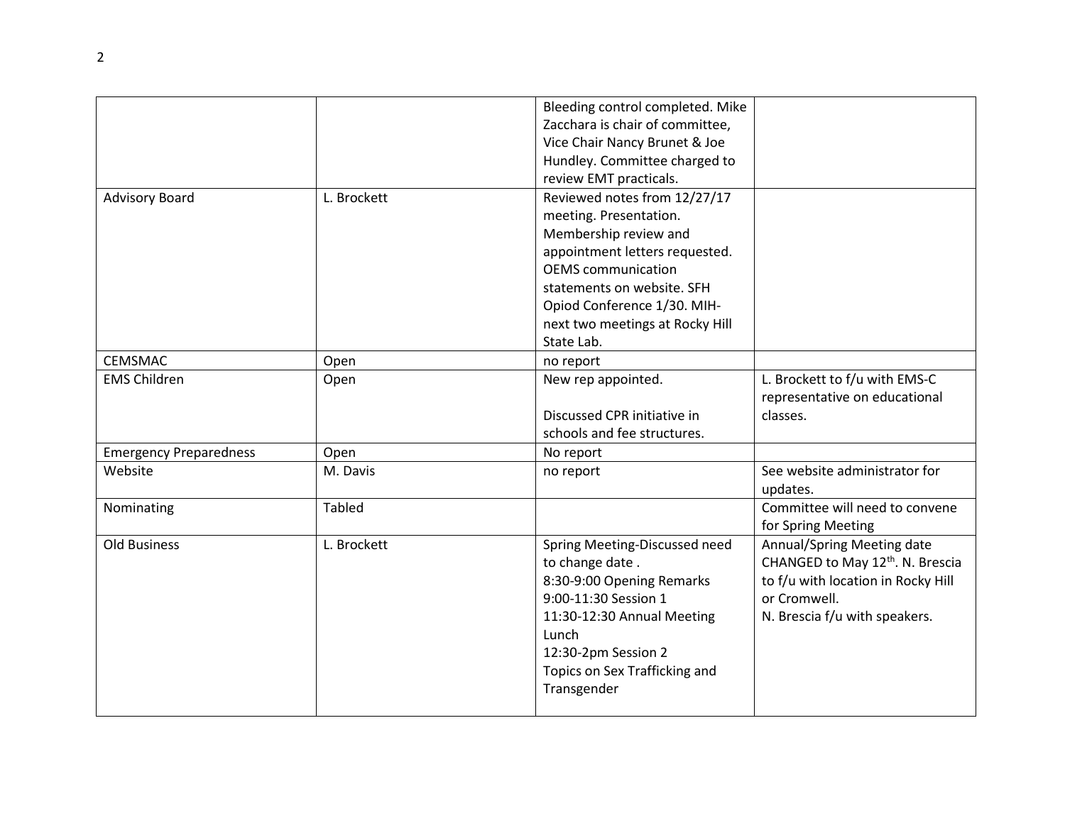| | | | |
|---|---|---|---|
| | | Bleeding control completed. Mike Zacchara is chair of committee, Vice Chair Nancy Brunet & Joe Hundley. Committee charged to review EMT practicals. | |
| Advisory Board | L. Brockett | Reviewed notes from 12/27/17 meeting. Presentation. Membership review and appointment letters requested. OEMS communication statements on website. SFH Opiod Conference 1/30. MIH- next two meetings at Rocky Hill State Lab. | |
| CEMSMAC | Open | no report | |
| EMS Children | Open | New rep appointed.<br><br>Discussed CPR initiative in schools and fee structures. | L. Brockett to f/u with EMS-C representative on educational classes. |
| Emergency Preparedness | Open | No report | |
| Website | M. Davis | no report | See website administrator for updates. |
| Nominating | Tabled | | Committee will need to convene for Spring Meeting |
| Old Business | L. Brockett | Spring Meeting-Discussed need to change date .<br>8:30-9:00 Opening Remarks<br>9:00-11:30 Session 1<br>11:30-12:30 Annual Meeting Lunch<br>12:30-2pm Session 2<br>Topics on Sex Trafficking and Transgender | Annual/Spring Meeting date CHANGED to May 12th. N. Brescia to f/u with location in Rocky Hill or Cromwell.<br>N. Brescia f/u with speakers. |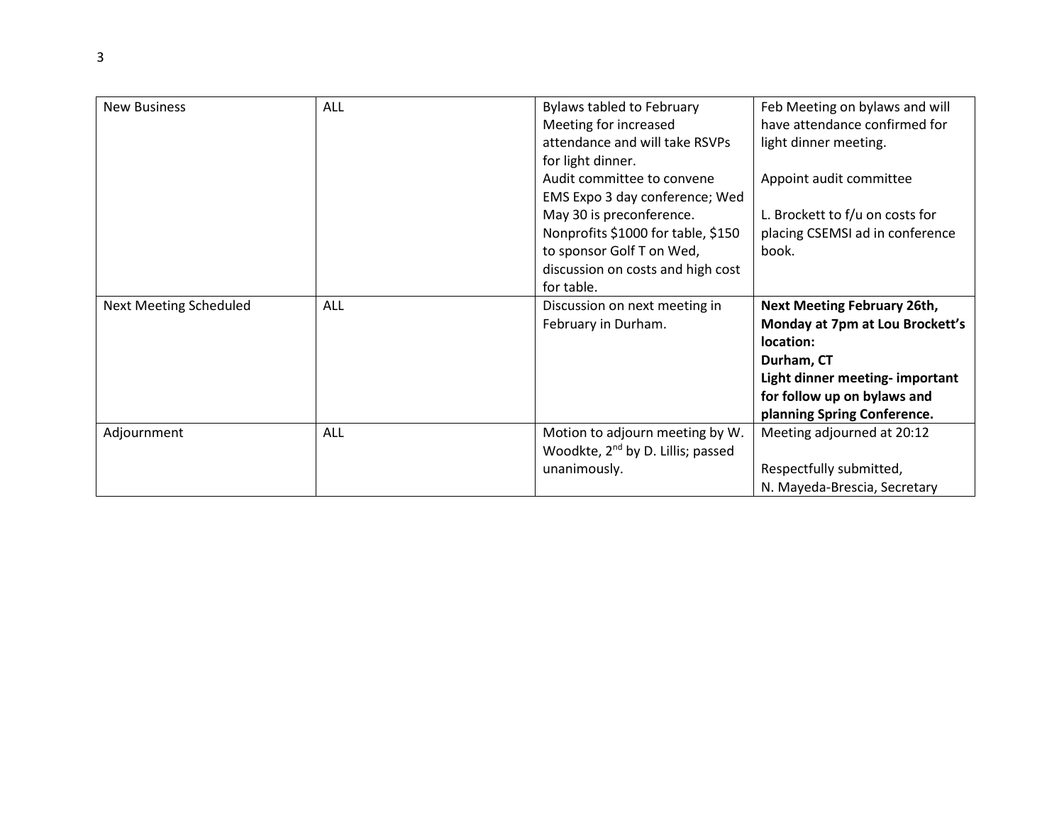| | | | |
|---|---|---|---|
| New Business | ALL | Bylaws tabled to February Meeting for increased attendance and will take RSVPs for light dinner.<br>Audit committee to convene<br>EMS Expo 3 day conference; Wed May 30 is preconference. Nonprofits $1000 for table, $150 to sponsor Golf T on Wed, discussion on costs and high cost for table. | Feb Meeting on bylaws and will have attendance confirmed for light dinner meeting.<br><br>Appoint audit committee<br><br>L. Brockett to f/u on costs for placing CSEMSI ad in conference book. |
| Next Meeting Scheduled | ALL | Discussion on next meeting in February in Durham. | **Next Meeting February 26th, Monday at 7pm at Lou Brockett's location:**<br>**Durham, CT**<br>**Light dinner meeting- important for follow up on bylaws and planning Spring Conference.** |
| Adjournment | ALL | Motion to adjourn meeting by W. Woodkte, 2nd by D. Lillis; passed unanimously. | Meeting adjourned at 20:12<br><br>Respectfully submitted,<br>N. Mayeda-Brescia, Secretary |